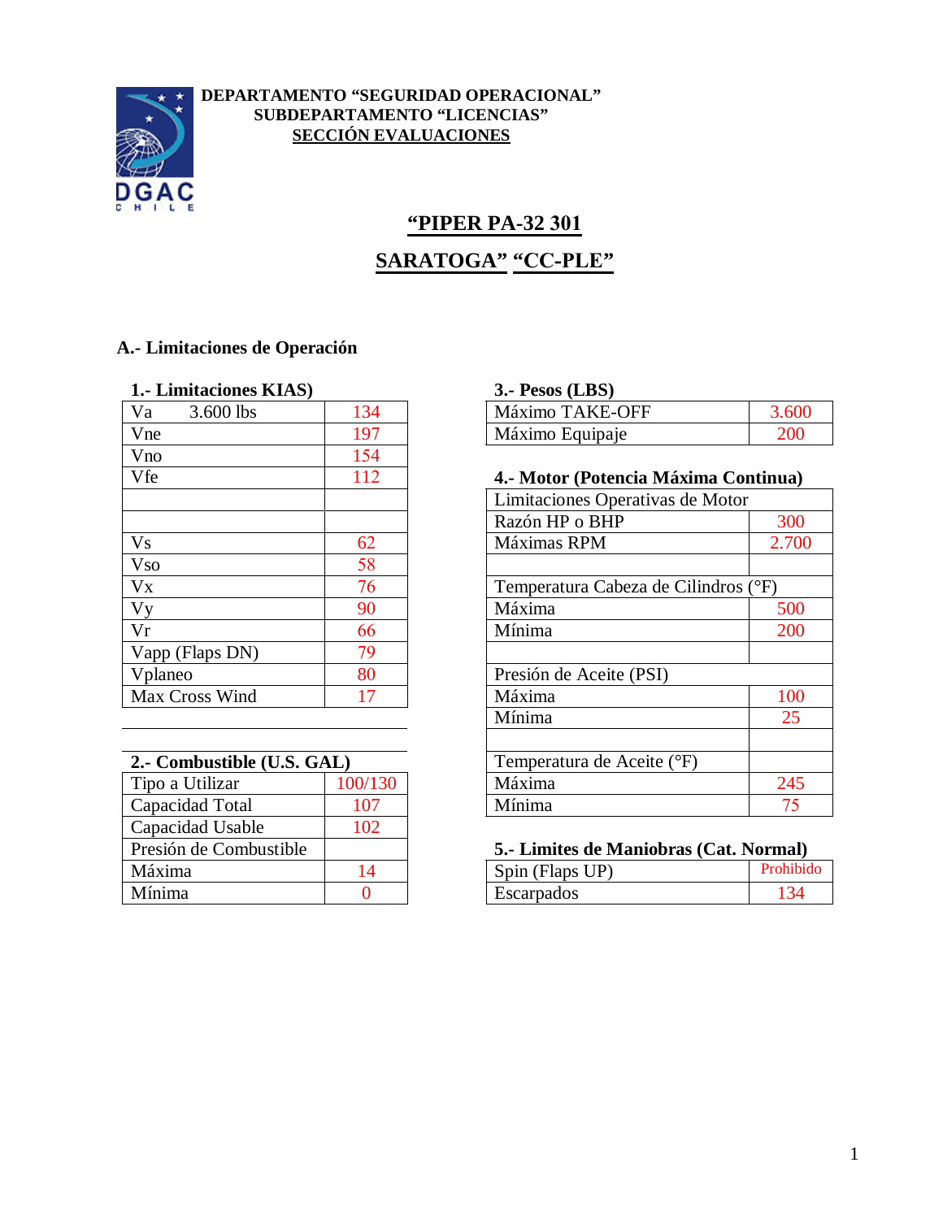**DEPARTAMENTO “SEGURIDAD OPERACIONAL”**
**SUBDEPARTAMENTO “LICENCIAS”**
**SECCIÓN EVALUACIONES**

# “PIPER PA-32 301 SARATOGA” “CC-PLE”

## A.- Limitaciones de Operación

### 1.- Limitaciones KIAS

| | |
|---|---|
| Va 3.600 lbs | 134 |
| Vne | 197 |
| Vno | 154 |
| Vfe | 112 |
| | |
| | |
| Vs | 62 |
| Vso | 58 |
| Vx | 76 |
| Vy | 90 |
| Vr | 66 |
| Vapp (Flaps DN) | 79 |
| Vplaneo | 80 |
| Max Cross Wind | 17 |

### 2.- Combustible (U.S. GAL)

| | |
|---|---|
| Tipo a Utilizar | 100/130 |
| Capacidad Total | 107 |
| Capacidad Usable | 102 |
| Presión de Combustible | |
| Máxima | 14 |
| Mínima | 0 |

### 3.- Pesos (LBS)

| | |
|---|---|
| Máximo TAKE-OFF | 3.600 |
| Máximo Equipaje | 200 |

### 4.- Motor (Potencia Máxima Continua)

| | |
|---|---|
| Limitaciones Operativas de Motor | |
| Razón HP o BHP | 300 |
| Máximas RPM | 2.700 |
| | |
| Temperatura Cabeza de Cilindros (°F) | |
| Máxima | 500 |
| Mínima | 200 |
| | |
| Presión de Aceite (PSI) | |
| Máxima | 100 |
| Mínima | 25 |
| | |
| Temperatura de Aceite (°F) | |
| Máxima | 245 |
| Mínima | 75 |

### 5.- Limites de Maniobras (Cat. Normal)

| | |
|---|---|
| Spin (Flaps UP) | Prohibido |
| Escarpados | 134 |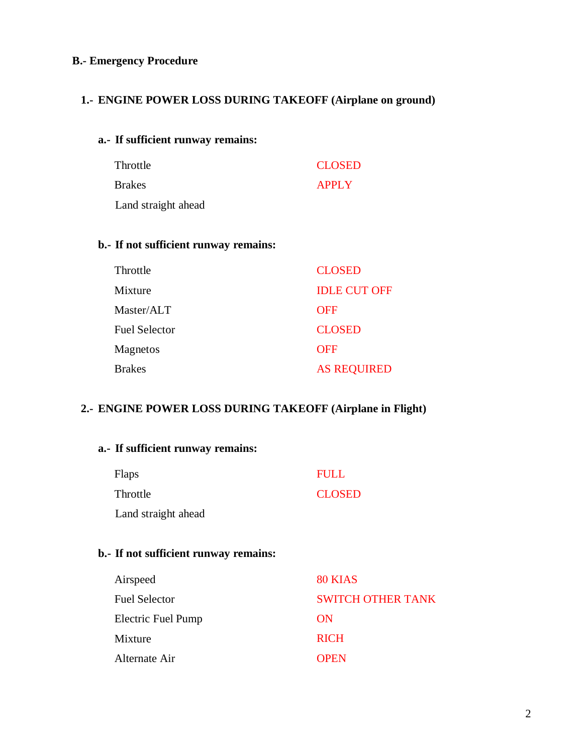## B.- Emergency Procedure

### 1.- ENGINE POWER LOSS DURING TAKEOFF (Airplane on ground)

#### a.- If sufficient runway remains:

| | |
|---|---|
| Throttle | CLOSED |
| Brakes | APPLY |
| Land straight ahead | |

#### b.- If not sufficient runway remains:

| | |
|---|---|
| Throttle | CLOSED |
| Mixture | IDLE CUT OFF |
| Master/ALT | OFF |
| Fuel Selector | CLOSED |
| Magnetos | OFF |
| Brakes | AS REQUIRED |

### 2.- ENGINE POWER LOSS DURING TAKEOFF (Airplane in Flight)

#### a.- If sufficient runway remains:

| | |
|---|---|
| Flaps | FULL |
| Throttle | CLOSED |
| Land straight ahead | |

#### b.- If not sufficient runway remains:

| | |
|---|---|
| Airspeed | 80 KIAS |
| Fuel Selector | SWITCH OTHER TANK |
| Electric Fuel Pump | ON |
| Mixture | RICH |
| Alternate Air | OPEN |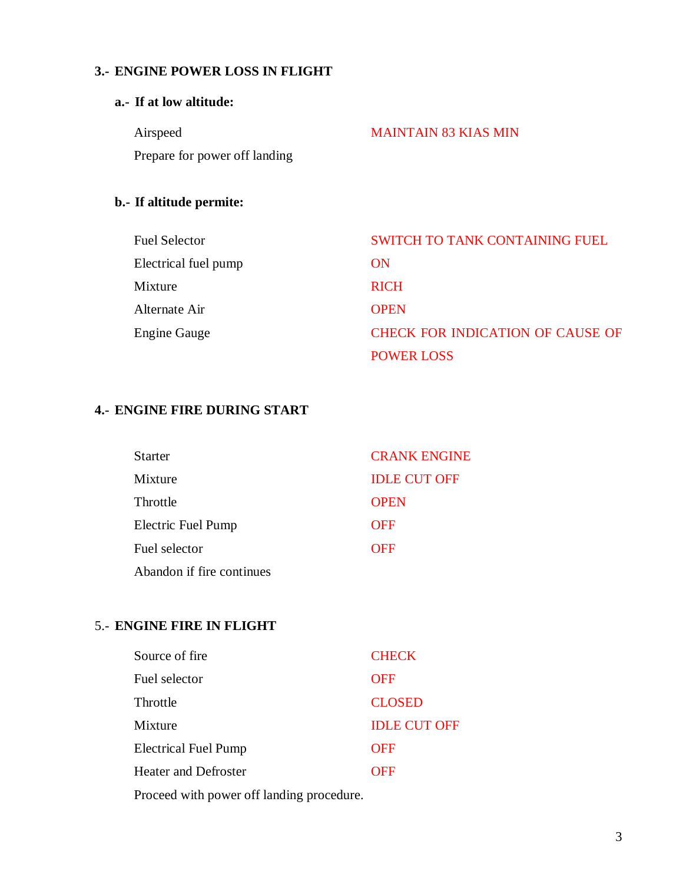### 3.- ENGINE POWER LOSS IN FLIGHT

#### a.- If at low altitude:

| | |
|---|---|
| Airspeed | MAINTAIN 83 KIAS MIN |
| Prepare for power off landing | |

#### b.- If altitude permite:

| | |
|---|---|
| Fuel Selector | SWITCH TO TANK CONTAINING FUEL |
| Electrical fuel pump | ON |
| Mixture | RICH |
| Alternate Air | OPEN |
| Engine Gauge | CHECK FOR INDICATION OF CAUSE OF POWER LOSS |

### 4.- ENGINE FIRE DURING START

| | |
|---|---|
| Starter | CRANK ENGINE |
| Mixture | IDLE CUT OFF |
| Throttle | OPEN |
| Electric Fuel Pump | OFF |
| Fuel selector | OFF |
| Abandon if fire continues | |

### 5.- ENGINE FIRE IN FLIGHT

| | |
|---|---|
| Source of fire | CHECK |
| Fuel selector | OFF |
| Throttle | CLOSED |
| Mixture | IDLE CUT OFF |
| Electrical Fuel Pump | OFF |
| Heater and Defroster | OFF |

Proceed with power off landing procedure.